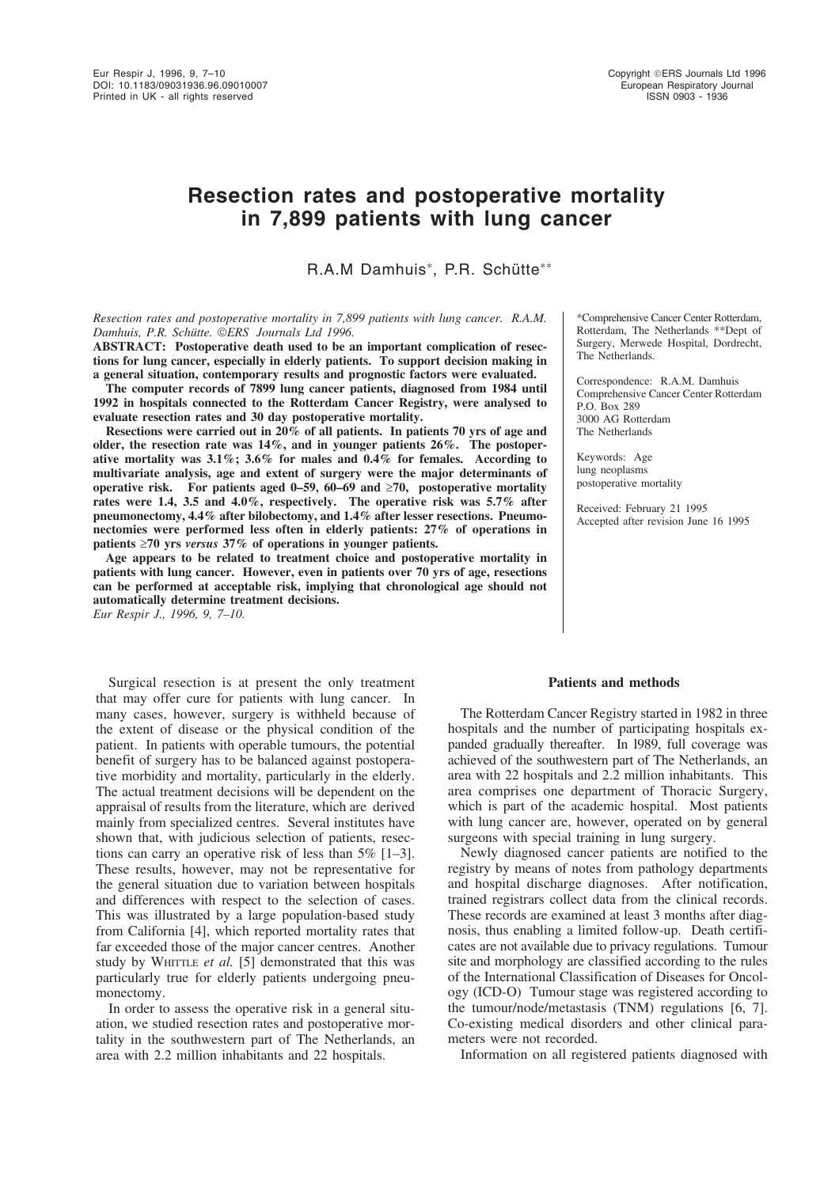# Resection rates and postoperative mortality in 7,899 patients with lung cancer

R.A.M Damhuis*, P.R. Schütte**

*Resection rates and postoperative mortality in 7,899 patients with lung cancer. R.A.M. Damhuis, P.R. Schütte. ©ERS Journals Ltd 1996.*

**ABSTRACT: Postoperative death used to be an important complication of resections for lung cancer, especially in elderly patients. To support decision making in a general situation, contemporary results and prognostic factors were evaluated.**

**The computer records of 7899 lung cancer patients, diagnosed from 1984 until 1992 in hospitals connected to the Rotterdam Cancer Registry, were analysed to evaluate resection rates and 30 day postoperative mortality.**

**Resections were carried out in 20% of all patients. In patients 70 yrs of age and older, the resection rate was 14%, and in younger patients 26%. The postoperative mortality was 3.1%; 3.6% for males and 0.4% for females. According to multivariate analysis, age and extent of surgery were the major determinants of operative risk. For patients aged 0–59, 60–69 and ≥70, postoperative mortality rates were 1.4, 3.5 and 4.0%, respectively. The operative risk was 5.7% after pneumonectomy, 4.4% after bilobectomy, and 1.4% after lesser resections. Pneumonectomies were performed less often in elderly patients: 27% of operations in patients ≥70 yrs *versus* 37% of operations in younger patients.**

**Age appears to be related to treatment choice and postoperative mortality in patients with lung cancer. However, even in patients over 70 yrs of age, resections can be performed at acceptable risk, implying that chronological age should not automatically determine treatment decisions.**

*Eur Respir J., 1996, 9, 7–10.*

*Comprehensive Cancer Center Rotterdam, Rotterdam, The Netherlands **Dept of Surgery, Merwede Hospital, Dordrecht, The Netherlands.

Correspondence: R.A.M. Damhuis
Comprehensive Cancer Center Rotterdam
P.O. Box 289
3000 AG Rotterdam
The Netherlands

Keywords: Age
lung neoplasms
postoperative mortality

Received: February 21 1995
Accepted after revision June 16 1995

Surgical resection is at present the only treatment that may offer cure for patients with lung cancer. In many cases, however, surgery is withheld because of the extent of disease or the physical condition of the patient. In patients with operable tumours, the potential benefit of surgery has to be balanced against postoperative morbidity and mortality, particularly in the elderly. The actual treatment decisions will be dependent on the appraisal of results from the literature, which are derived mainly from specialized centres. Several institutes have shown that, with judicious selection of patients, resections can carry an operative risk of less than 5% [1–3]. These results, however, may not be representative for the general situation due to variation between hospitals and differences with respect to the selection of cases. This was illustrated by a large population-based study from California [4], which reported mortality rates that far exceeded those of the major cancer centres. Another study by Whittle *et al.* [5] demonstrated that this was particularly true for elderly patients undergoing pneumonectomy.

In order to assess the operative risk in a general situation, we studied resection rates and postoperative mortality in the southwestern part of The Netherlands, an area with 2.2 million inhabitants and 22 hospitals.

## Patients and methods

The Rotterdam Cancer Registry started in 1982 in three hospitals and the number of participating hospitals expanded gradually thereafter. In l989, full coverage was achieved of the southwestern part of The Netherlands, an area with 22 hospitals and 2.2 million inhabitants. This area comprises one department of Thoracic Surgery, which is part of the academic hospital. Most patients with lung cancer are, however, operated on by general surgeons with special training in lung surgery.

Newly diagnosed cancer patients are notified to the registry by means of notes from pathology departments and hospital discharge diagnoses. After notification, trained registrars collect data from the clinical records. These records are examined at least 3 months after diagnosis, thus enabling a limited follow-up. Death certificates are not available due to privacy regulations. Tumour site and morphology are classified according to the rules of the International Classification of Diseases for Oncology (ICD-O) Tumour stage was registered according to the tumour/node/metastasis (TNM) regulations [6, 7]. Co-existing medical disorders and other clinical parameters were not recorded.

Information on all registered patients diagnosed with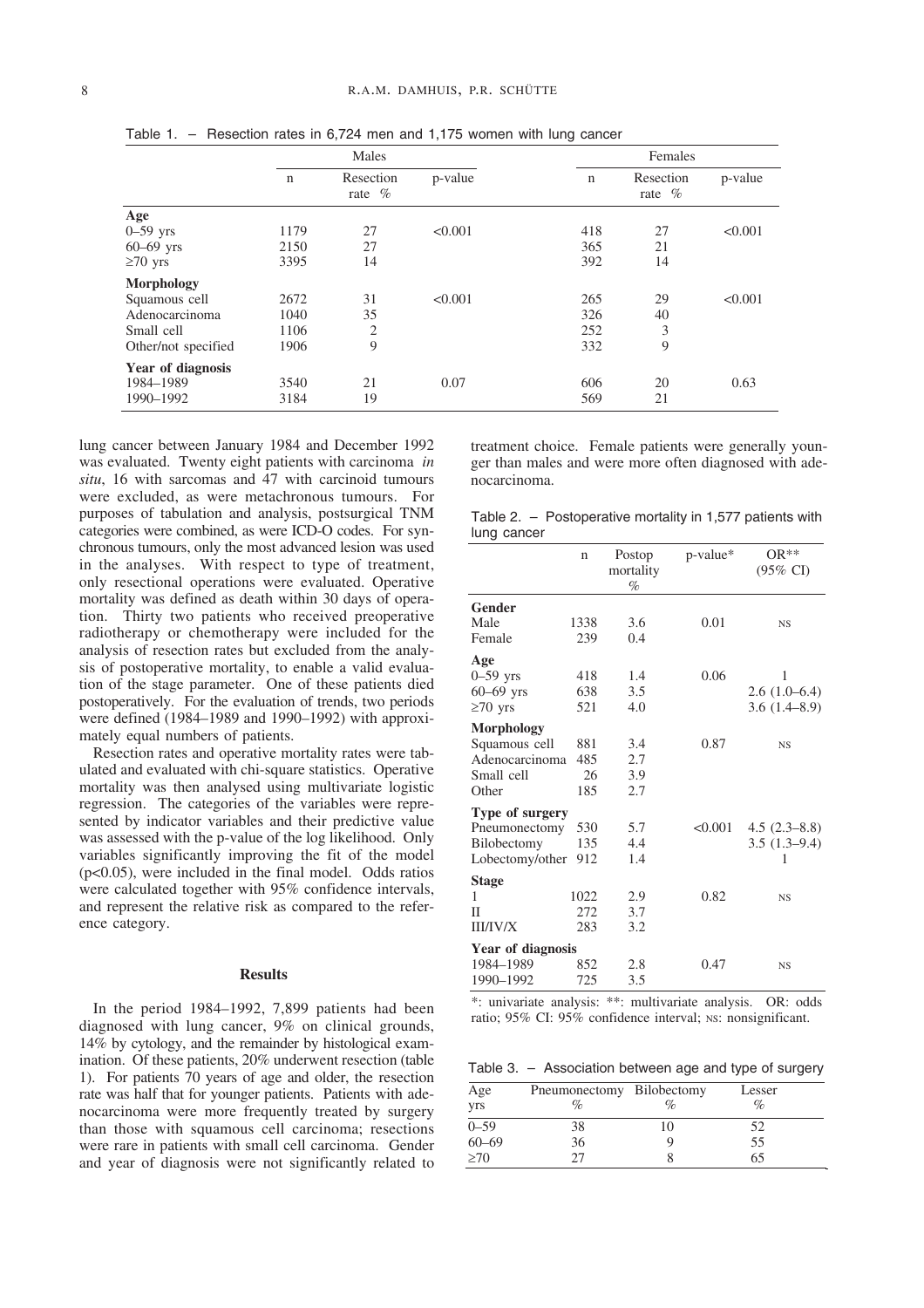Table 1. – Resection rates in 6,724 men and 1,175 women with lung cancer

| | Males | | | Females | | |
|---|---|---|---|---|---|---|
| | n | Resection rate % | p-value | n | Resection rate % | p-value |
| **Age** | | | | | | |
| 0–59 yrs | 1179 | 27 | <0.001 | 418 | 27 | <0.001 |
| 60–69 yrs | 2150 | 27 | | 365 | 21 | |
| ≥70 yrs | 3395 | 14 | | 392 | 14 | |
| **Morphology** | | | | | | |
| Squamous cell | 2672 | 31 | <0.001 | 265 | 29 | <0.001 |
| Adenocarcinoma | 1040 | 35 | | 326 | 40 | |
| Small cell | 1106 | 2 | | 252 | 3 | |
| Other/not specified | 1906 | 9 | | 332 | 9 | |
| **Year of diagnosis** | | | | | | |
| 1984–1989 | 3540 | 21 | 0.07 | 606 | 20 | 0.63 |
| 1990–1992 | 3184 | 19 | | 569 | 21 | |

lung cancer between January 1984 and December 1992 was evaluated. Twenty eight patients with carcinoma *in situ*, 16 with sarcomas and 47 with carcinoid tumours were excluded, as were metachronous tumours. For purposes of tabulation and analysis, postsurgical TNM categories were combined, as were ICD-O codes. For synchronous tumours, only the most advanced lesion was used in the analyses. With respect to type of treatment, only resectional operations were evaluated. Operative mortality was defined as death within 30 days of operation. Thirty two patients who received preoperative radiotherapy or chemotherapy were included for the analysis of resection rates but excluded from the analysis of postoperative mortality, to enable a valid evaluation of the stage parameter. One of these patients died postoperatively. For the evaluation of trends, two periods were defined (1984–1989 and 1990–1992) with approximately equal numbers of patients.

Resection rates and operative mortality rates were tabulated and evaluated with chi-square statistics. Operative mortality was then analysed using multivariate logistic regression. The categories of the variables were represented by indicator variables and their predictive value was assessed with the p-value of the log likelihood. Only variables significantly improving the fit of the model ($p<0.05$), were included in the final model. Odds ratios were calculated together with 95% confidence intervals, and represent the relative risk as compared to the reference category.

## Results

In the period 1984–1992, 7,899 patients had been diagnosed with lung cancer, 9% on clinical grounds, 14% by cytology, and the remainder by histological examination. Of these patients, 20% underwent resection (table 1). For patients 70 years of age and older, the resection rate was half that for younger patients. Patients with adenocarcinoma were more frequently treated by surgery than those with squamous cell carcinoma; resections were rare in patients with small cell carcinoma. Gender and year of diagnosis were not significantly related to treatment choice. Female patients were generally younger than males and were more often diagnosed with adenocarcinoma.

Table 2. – Postoperative mortality in 1,577 patients with lung cancer

| | n | Postop mortality % | p-value* | OR** (95% CI) |
|---|---|---|---|---|
| **Gender** | | | | |
| Male | 1338 | 3.6 | 0.01 | NS |
| Female | 239 | 0.4 | | |
| **Age** | | | | |
| 0–59 yrs | 418 | 1.4 | 0.06 | 1 |
| 60–69 yrs | 638 | 3.5 | | 2.6 (1.0–6.4) |
| ≥70 yrs | 521 | 4.0 | | 3.6 (1.4–8.9) |
| **Morphology** | | | | |
| Squamous cell | 881 | 3.4 | 0.87 | NS |
| Adenocarcinoma | 485 | 2.7 | | |
| Small cell | 26 | 3.9 | | |
| Other | 185 | 2.7 | | |
| **Type of surgery** | | | | |
| Pneumonectomy | 530 | 5.7 | <0.001 | 4.5 (2.3–8.8) |
| Bilobectomy | 135 | 4.4 | | 3.5 (1.3–9.4) |
| Lobectomy/other | 912 | 1.4 | | 1 |
| **Stage** | | | | |
| I | 1022 | 2.9 | 0.82 | NS |
| II | 272 | 3.7 | | |
| III/IV/X | 283 | 3.2 | | |
| **Year of diagnosis** | | | | |
| 1984–1989 | 852 | 2.8 | 0.47 | NS |
| 1990–1992 | 725 | 3.5 | | |

*: univariate analysis: **: multivariate analysis. OR: odds ratio; 95% CI: 95% confidence interval; NS: nonsignificant.

Table 3. – Association between age and type of surgery

| Age yrs | Pneumonectomy % | Bilobectomy % | Lesser % |
|---|---|---|---|
| 0–59 | 38 | 10 | 52 |
| 60–69 | 36 | 9 | 55 |
| ≥70 | 27 | 8 | 65 |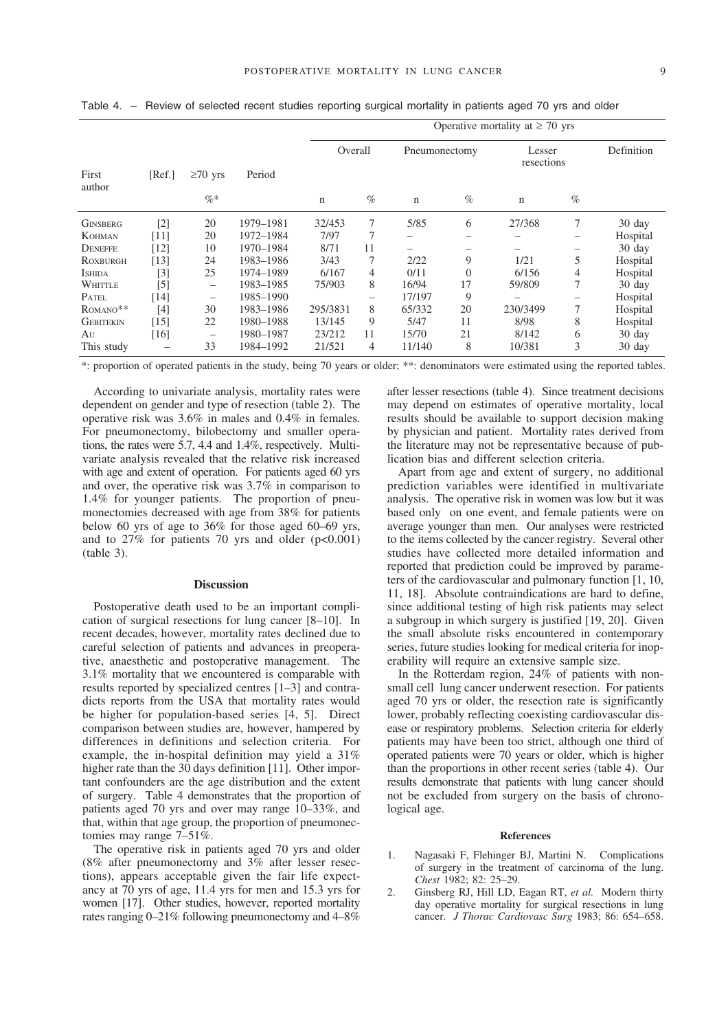Table 4. – Review of selected recent studies reporting surgical mortality in patients aged 70 yrs and older

| First author | [Ref.] | ≥70 yrs | Period | Operative mortality at ≥ 70 yrs | | | | | | |
|---|---|---|---|---|---|---|---|---|---|---|
| | | | | Overall | | Pneumonectomy | | Lesser resections | | Definition |
| | | %* | | n | % | n | % | n | % | |
| GINSBERG | [2] | 20 | 1979–1981 | 32/453 | 7 | 5/85 | 6 | 27/368 | 7 | 30 day |
| KOHMAN | [11] | 20 | 1972–1984 | 7/97 | 7 | – | – | – | – | Hospital |
| DENEFFE | [12] | 10 | 1970–1984 | 8/71 | 11 | – | – | – | – | 30 day |
| ROXBURGH | [13] | 24 | 1983–1986 | 3/43 | 7 | 2/22 | 9 | 1/21 | 5 | Hospital |
| ISHIDA | [3] | 25 | 1974–1989 | 6/167 | 4 | 0/11 | 0 | 6/156 | 4 | Hospital |
| WHITTLE | [5] | – | 1983–1985 | 75/903 | 8 | 16/94 | 17 | 59/809 | 7 | 30 day |
| PATEL | [14] | – | 1985–1990 | | – | 17/197 | 9 | – | – | Hospital |
| ROMANO** | [4] | 30 | 1983–1986 | 295/3831 | 8 | 65/332 | 20 | 230/3499 | 7 | Hospital |
| GEBITEKIN | [15] | 22 | 1980–1988 | 13/145 | 9 | 5/47 | 11 | 8/98 | 8 | Hospital |
| AU | [16] | – | 1980–1987 | 23/212 | 11 | 15/70 | 21 | 8/142 | 6 | 30 day |
| This study | – | 33 | 1984–1992 | 21/521 | 4 | 11/140 | 8 | 10/381 | 3 | 30 day |

*: proportion of operated patients in the study, being 70 years or older; **: denominators were estimated using the reported tables.

According to univariate analysis, mortality rates were dependent on gender and type of resection (table 2). The operative risk was 3.6% in males and 0.4% in females. For pneumonectomy, bilobectomy and smaller operations, the rates were 5.7, 4.4 and 1.4%, respectively. Multivariate analysis revealed that the relative risk increased with age and extent of operation. For patients aged 60 yrs and over, the operative risk was 3.7% in comparison to 1.4% for younger patients. The proportion of pneumonectomies decreased with age from 38% for patients below 60 yrs of age to 36% for those aged 60–69 yrs, and to 27% for patients 70 yrs and older ($p<0.001$) (table 3).

## Discussion

Postoperative death used to be an important complication of surgical resections for lung cancer [8–10]. In recent decades, however, mortality rates declined due to careful selection of patients and advances in preoperative, anaesthetic and postoperative management. The 3.1% mortality that we encountered is comparable with results reported by specialized centres [1–3] and contradicts reports from the USA that mortality rates would be higher for population-based series [4, 5]. Direct comparison between studies are, however, hampered by differences in definitions and selection criteria. For example, the in-hospital definition may yield a 31% higher rate than the 30 days definition [11]. Other important confounders are the age distribution and the extent of surgery. Table 4 demonstrates that the proportion of patients aged 70 yrs and over may range 10–33%, and that, within that age group, the proportion of pneumonectomies may range 7–51%.

The operative risk in patients aged 70 yrs and older (8% after pneumonectomy and 3% after lesser resections), appears acceptable given the fair life expectancy at 70 yrs of age, 11.4 yrs for men and 15.3 yrs for women [17]. Other studies, however, reported mortality rates ranging 0–21% following pneumonectomy and 4–8% after lesser resections (table 4). Since treatment decisions may depend on estimates of operative mortality, local results should be available to support decision making by physician and patient. Mortality rates derived from the literature may not be representative because of publication bias and different selection criteria.

Apart from age and extent of surgery, no additional prediction variables were identified in multivariate analysis. The operative risk in women was low but it was based only on one event, and female patients were on average younger than men. Our analyses were restricted to the items collected by the cancer registry. Several other studies have collected more detailed information and reported that prediction could be improved by parameters of the cardiovascular and pulmonary function [1, 10, 11, 18]. Absolute contraindications are hard to define, since additional testing of high risk patients may select a subgroup in which surgery is justified [19, 20]. Given the small absolute risks encountered in contemporary series, future studies looking for medical criteria for inoperability will require an extensive sample size.

In the Rotterdam region, 24% of patients with non-small cell lung cancer underwent resection. For patients aged 70 yrs or older, the resection rate is significantly lower, probably reflecting coexisting cardiovascular disease or respiratory problems. Selection criteria for elderly patients may have been too strict, although one third of operated patients were 70 years or older, which is higher than the proportions in other recent series (table 4). Our results demonstrate that patients with lung cancer should not be excluded from surgery on the basis of chronological age.

## References

1. Nagasaki F, Flehinger BJ, Martini N. Complications of surgery in the treatment of carcinoma of the lung. *Chest* 1982; 82: 25–29.
2. Ginsberg RJ, Hill LD, Eagan RT, *et al.* Modern thirty day operative mortality for surgical resections in lung cancer. *J Thorac Cardiovasc Surg* 1983; 86: 654–658.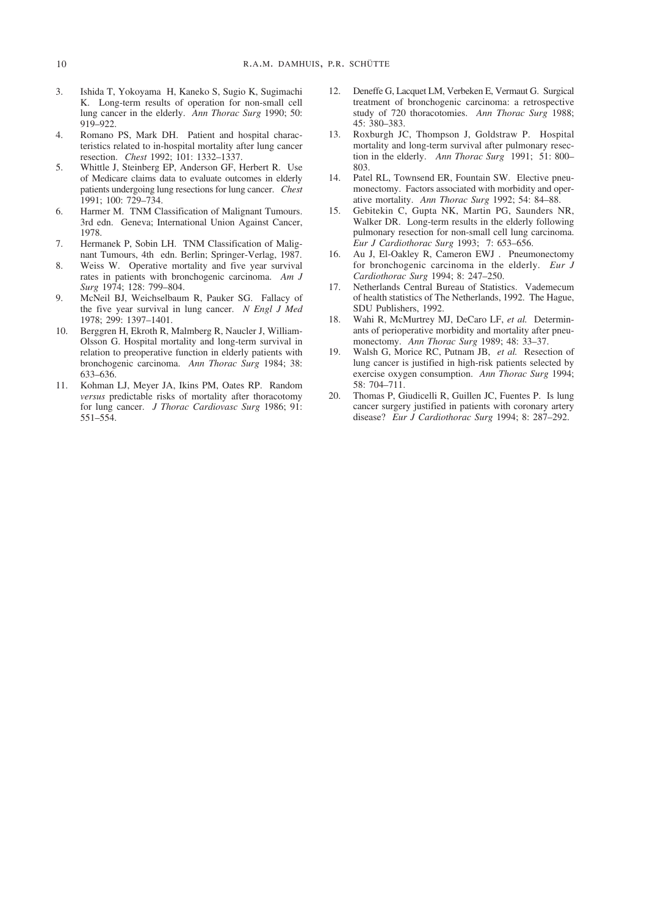3. Ishida T, Yokoyama H, Kaneko S, Sugio K, Sugimachi K. Long-term results of operation for non-small cell lung cancer in the elderly. *Ann Thorac Surg* 1990; 50: 919–922.
4. Romano PS, Mark DH. Patient and hospital characteristics related to in-hospital mortality after lung cancer resection. *Chest* 1992; 101: 1332–1337.
5. Whittle J, Steinberg EP, Anderson GF, Herbert R. Use of Medicare claims data to evaluate outcomes in elderly patients undergoing lung resections for lung cancer. *Chest* 1991; 100: 729–734.
6. Harmer M. TNM Classification of Malignant Tumours. 3rd edn. Geneva; International Union Against Cancer, 1978.
7. Hermanek P, Sobin LH. TNM Classification of Malignant Tumours, 4th edn. Berlin; Springer-Verlag, 1987.
8. Weiss W. Operative mortality and five year survival rates in patients with bronchogenic carcinoma. *Am J Surg* 1974; 128: 799–804.
9. McNeil BJ, Weichselbaum R, Pauker SG. Fallacy of the five year survival in lung cancer. *N Engl J Med* 1978; 299: 1397–1401.
10. Berggren H, Ekroth R, Malmberg R, Naucler J, William-Olsson G. Hospital mortality and long-term survival in relation to preoperative function in elderly patients with bronchogenic carcinoma. *Ann Thorac Surg* 1984; 38: 633–636.
11. Kohman LJ, Meyer JA, Ikins PM, Oates RP. Random *versus* predictable risks of mortality after thoracotomy for lung cancer. *J Thorac Cardiovasc Surg* 1986; 91: 551–554.
12. Deneffe G, Lacquet LM, Verbeken E, Vermaut G. Surgical treatment of bronchogenic carcinoma: a retrospective study of 720 thoracotomies. *Ann Thorac Surg* 1988; 45: 380–383.
13. Roxburgh JC, Thompson J, Goldstraw P. Hospital mortality and long-term survival after pulmonary resection in the elderly. *Ann Thorac Surg* 1991; 51: 800–803.
14. Patel RL, Townsend ER, Fountain SW. Elective pneumonectomy. Factors associated with morbidity and operative mortality. *Ann Thorac Surg* 1992; 54: 84–88.
15. Gebitekin C, Gupta NK, Martin PG, Saunders NR, Walker DR. Long-term results in the elderly following pulmonary resection for non-small cell lung carcinoma. *Eur J Cardiothorac Surg* 1993; 7: 653–656.
16. Au J, El-Oakley R, Cameron EWJ. Pneumonectomy for bronchogenic carcinoma in the elderly. *Eur J Cardiothorac Surg* 1994; 8: 247–250.
17. Netherlands Central Bureau of Statistics. Vademecum of health statistics of The Netherlands, 1992. The Hague, SDU Publishers, 1992.
18. Wahi R, McMurtrey MJ, DeCaro LF, *et al.* Determinants of perioperative morbidity and mortality after pneumonectomy. *Ann Thorac Surg* 1989; 48: 33–37.
19. Walsh G, Morice RC, Putnam JB, *et al.* Resection of lung cancer is justified in high-risk patients selected by exercise oxygen consumption. *Ann Thorac Surg* 1994; 58: 704–711.
20. Thomas P, Giudicelli R, Guillen JC, Fuentes P. Is lung cancer surgery justified in patients with coronary artery disease? *Eur J Cardiothorac Surg* 1994; 8: 287–292.